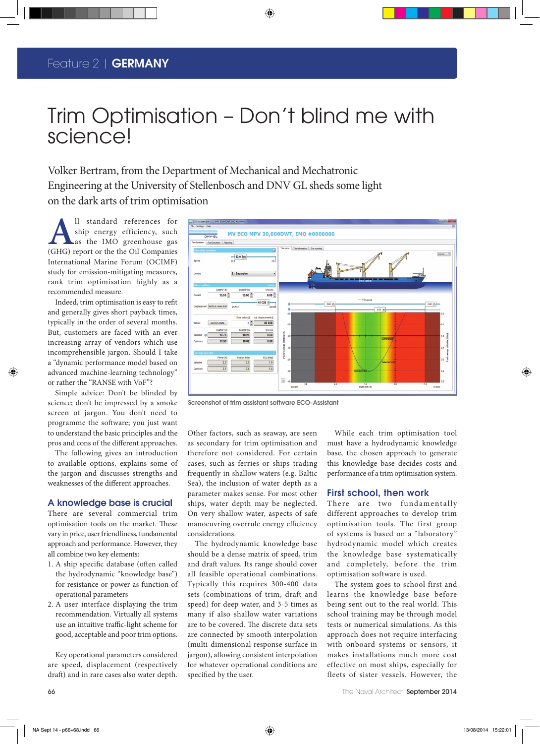Feature 2 | **GERMANY**

# Trim Optimisation – Don't blind me with science!

Volker Bertram, from the Department of Mechanical and Mechatronic Engineering at the University of Stellenbosch and DNV GL sheds some light on the dark arts of trim optimisation

All standard references for ship energy efficiency, such as the IMO greenhouse gas (GHG) report or the the Oil Companies International Marine Forum (OCIMF) study for emission-mitigating measures, rank trim optimisation highly as a recommended measure.

Indeed, trim optimisation is easy to refit and generally gives short payback times, typically in the order of several months. But, customers are faced with an ever increasing array of vendors which use incomprehensible jargon. Should I take a "dynamic performance model based on advanced machine-learning technology" or rather the "RANSE with VoF"?

Simple advice: Don't be blinded by science; don't be impressed by a smoke screen of jargon. You don't need to programme the software; you just want to understand the basic principles and the pros and cons of the different approaches.

The following gives an introduction to available options, explains some of the jargon and discusses strengths and weaknesses of the different approaches.

## A knowledge base is crucial

There are several commercial trim optimisation tools on the market. These vary in price, user friendliness, fundamental approach and performance. However, they all combine two key elements:

1. A ship specific database (often called the hydrodynamic "knowledge base") for resistance or power as function of operational parameters
2. A user interface displaying the trim recommendation. Virtually all systems use an intuitive traffic-light scheme for good, acceptable and poor trim options.

Key operational parameters considered are speed, displacement (respectively draft) and in rare cases also water depth.

Screenshot of trim assistant software ECO-Assistant

Other factors, such as seaway, are seen as secondary for trim optimisation and therefore not considered. For certain cases, such as ferries or ships trading frequently in shallow waters (e.g. Baltic Sea), the inclusion of water depth as a parameter makes sense. For most other ships, water depth may be neglected. On very shallow water, aspects of safe manoeuvring overrule energy efficiency considerations.

The hydrodynamic knowledge base should be a dense matrix of speed, trim and draft values. Its range should cover all feasible operational combinations. Typically this requires 300-400 data sets (combinations of trim, draft and speed) for deep water, and 3-5 times as many if also shallow water variations are to be covered. The discrete data sets are connected by smooth interpolation (multi-dimensional response surface in jargon), allowing consistent interpolation for whatever operational conditions are specified by the user.

While each trim optimisation tool must have a hydrodynamic knowledge base, the chosen approach to generate this knowledge base decides costs and performance of a trim optimisation system.

## First school, then work

There are two fundamentally different approaches to develop trim optimisation tools. The first group of systems is based on a "laboratory" hydrodynamic model which creates the knowledge base systematically and completely, before the trim optimisation software is used.

The system goes to school first and learns the knowledge base before being sent out to the real world. This school training may be through model tests or numerical simulations. As this approach does not require interfacing with onboard systems or sensors, it makes installations much more cost effective on most ships, especially for fleets of sister vessels. However, the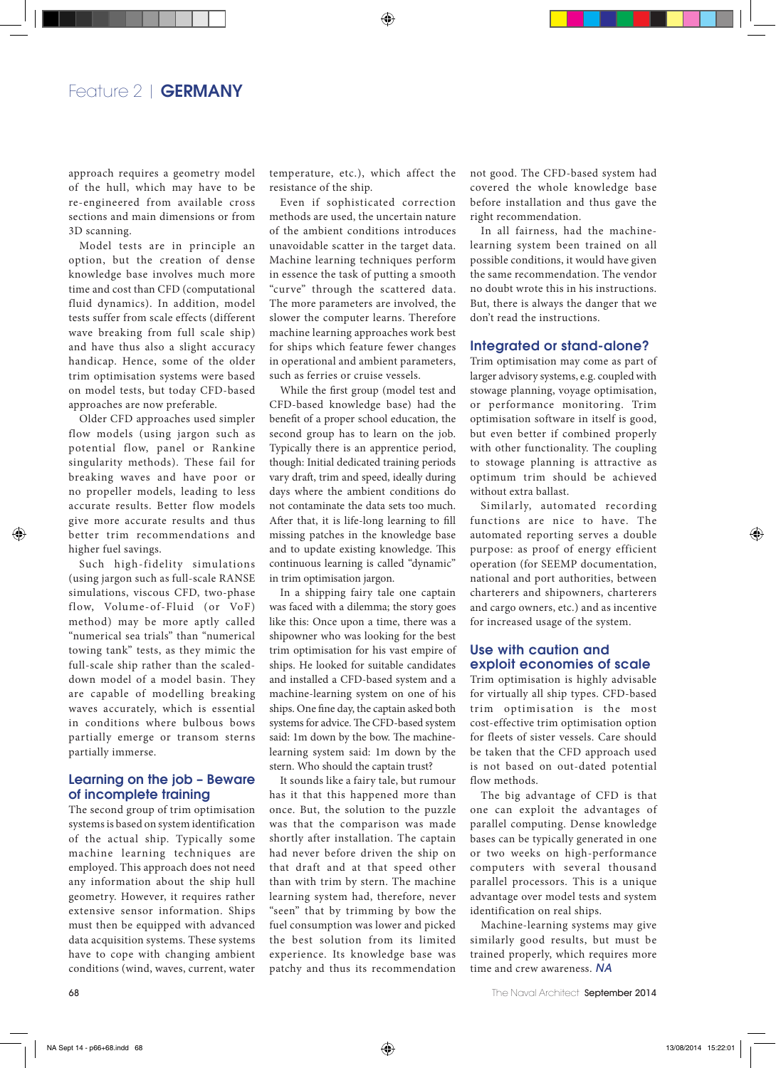approach requires a geometry model of the hull, which may have to be re-engineered from available cross sections and main dimensions or from 3D scanning.

Model tests are in principle an option, but the creation of dense knowledge base involves much more time and cost than CFD (computational fluid dynamics). In addition, model tests suffer from scale effects (different wave breaking from full scale ship) and have thus also a slight accuracy handicap. Hence, some of the older trim optimisation systems were based on model tests, but today CFD-based approaches are now preferable.

Older CFD approaches used simpler flow models (using jargon such as potential flow, panel or Rankine singularity methods). These fail for breaking waves and have poor or no propeller models, leading to less accurate results. Better flow models give more accurate results and thus better trim recommendations and higher fuel savings.

Such high-fidelity simulations (using jargon such as full-scale RANSE simulations, viscous CFD, two-phase flow, Volume-of-Fluid (or VoF) method) may be more aptly called "numerical sea trials" than "numerical towing tank" tests, as they mimic the full-scale ship rather than the scaled-down model of a model basin. They are capable of modelling breaking waves accurately, which is essential in conditions where bulbous bows partially emerge or transom sterns partially immerse.

## Learning on the job – Beware of incomplete training

The second group of trim optimisation systems is based on system identification of the actual ship. Typically some machine learning techniques are employed. This approach does not need any information about the ship hull geometry. However, it requires rather extensive sensor information. Ships must then be equipped with advanced data acquisition systems. These systems have to cope with changing ambient conditions (wind, waves, current, water temperature, etc.), which affect the resistance of the ship.

Even if sophisticated correction methods are used, the uncertain nature of the ambient conditions introduces unavoidable scatter in the target data. Machine learning techniques perform in essence the task of putting a smooth "curve" through the scattered data. The more parameters are involved, the slower the computer learns. Therefore machine learning approaches work best for ships which feature fewer changes in operational and ambient parameters, such as ferries or cruise vessels.

While the first group (model test and CFD-based knowledge base) had the benefit of a proper school education, the second group has to learn on the job. Typically there is an apprentice period, though: Initial dedicated training periods vary draft, trim and speed, ideally during days where the ambient conditions do not contaminate the data sets too much. After that, it is life-long learning to fill missing patches in the knowledge base and to update existing knowledge. This continuous learning is called "dynamic" in trim optimisation jargon.

In a shipping fairy tale one captain was faced with a dilemma; the story goes like this: Once upon a time, there was a shipowner who was looking for the best trim optimisation for his vast empire of ships. He looked for suitable candidates and installed a CFD-based system and a machine-learning system on one of his ships. One fine day, the captain asked both systems for advice. The CFD-based system said: 1m down by the bow. The machine-learning system said: 1m down by the stern. Who should the captain trust?

It sounds like a fairy tale, but rumour has it that this happened more than once. But, the solution to the puzzle was that the comparison was made shortly after installation. The captain had never before driven the ship on that draft and at that speed other than with trim by stern. The machine learning system had, therefore, never "seen" that by trimming by bow the fuel consumption was lower and picked the best solution from its limited experience. Its knowledge base was patchy and thus its recommendation was not good. The CFD-based system had covered the whole knowledge base before installation and thus gave the right recommendation.

In all fairness, had the machine-learning system been trained on all possible conditions, it would have given the same recommendation. The vendor no doubt wrote this in his instructions. But, there is always the danger that we don't read the instructions.

## Integrated or stand-alone?

Trim optimisation may come as part of larger advisory systems, e.g. coupled with stowage planning, voyage optimisation, or performance monitoring. Trim optimisation software in itself is good, but even better if combined properly with other functionality. The coupling to stowage planning is attractive as optimum trim should be achieved without extra ballast.

Similarly, automated recording functions are nice to have. The automated reporting serves a double purpose: as proof of energy efficient operation (for SEEMP documentation, national and port authorities, between charterers and shipowners, charterers and cargo owners, etc.) and as incentive for increased usage of the system.

## Use with caution and exploit economies of scale

Trim optimisation is highly advisable for virtually all ship types. CFD-based trim optimisation is the most cost-effective trim optimisation option for fleets of sister vessels. Care should be taken that the CFD approach used is not based on out-dated potential flow methods.

The big advantage of CFD is that one can exploit the advantages of parallel computing. Dense knowledge bases can be typically generated in one or two weeks on high-performance computers with several thousand parallel processors. This is a unique advantage over model tests and system identification on real ships.

Machine-learning systems may give similarly good results, but must be trained properly, which requires more time and crew awareness. *NA*